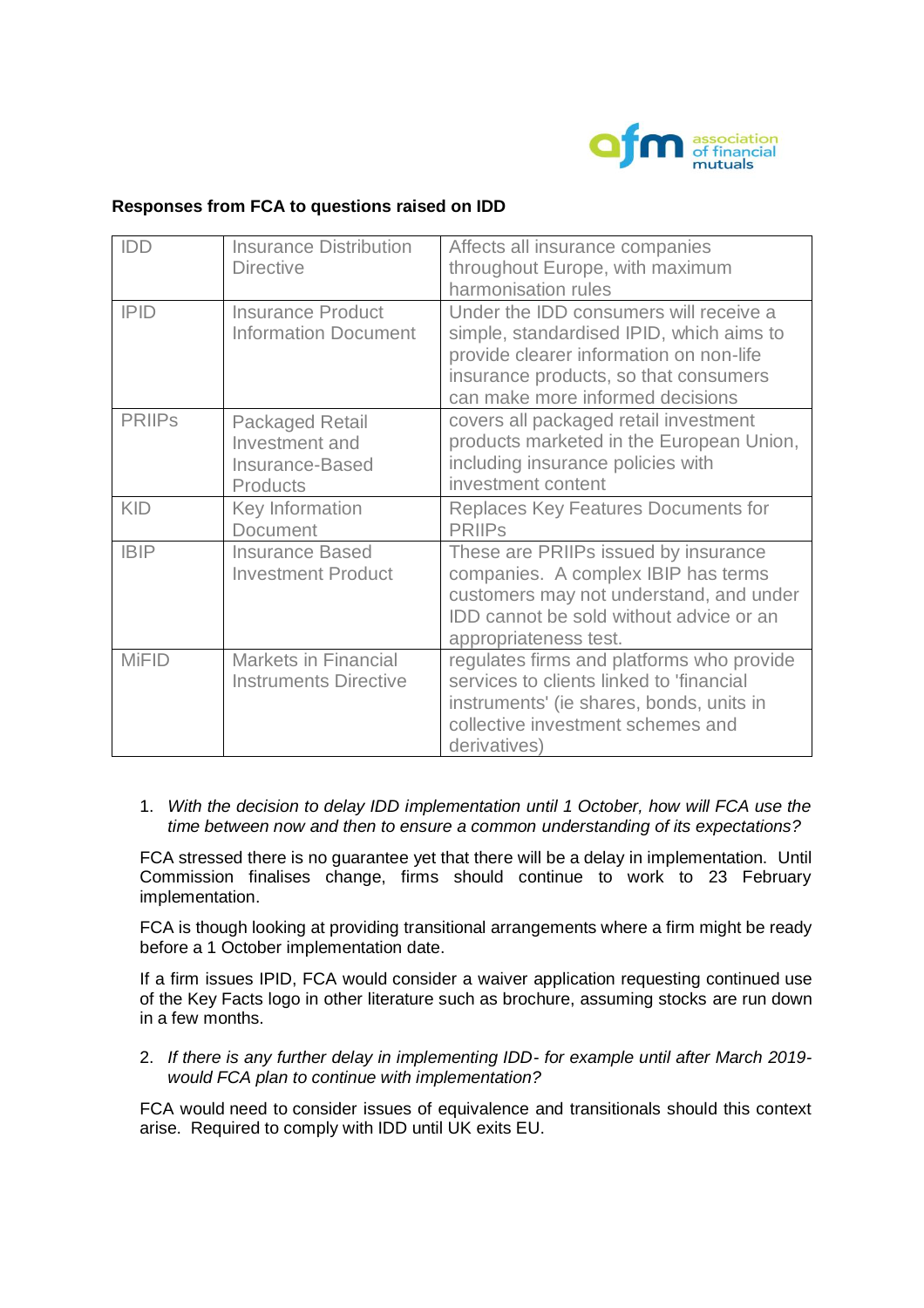**Responses from FCA to questions raised on IDD**

| IDD | Insurance Distribution Directive | Affects all insurance companies throughout Europe, with maximum harmonisation rules |
|---|---|---|
| IPID | Insurance Product Information Document | Under the IDD consumers will receive a simple, standardised IPID, which aims to provide clearer information on non-life insurance products, so that consumers can make more informed decisions |
| PRIIPs | Packaged Retail Investment and Insurance-Based Products | covers all packaged retail investment products marketed in the European Union, including insurance policies with investment content |
| KID | Key Information Document | Replaces Key Features Documents for PRIIPs |
| IBIP | Insurance Based Investment Product | These are PRIIPs issued by insurance companies. A complex IBIP has terms customers may not understand, and under IDD cannot be sold without advice or an appropriateness test. |
| MiFID | Markets in Financial Instruments Directive | regulates firms and platforms who provide services to clients linked to 'financial instruments' (ie shares, bonds, units in collective investment schemes and derivatives) |

1. *With the decision to delay IDD implementation until 1 October, how will FCA use the time between now and then to ensure a common understanding of its expectations?*

FCA stressed there is no guarantee yet that there will be a delay in implementation. Until Commission finalises change, firms should continue to work to 23 February implementation.

FCA is though looking at providing transitional arrangements where a firm might be ready before a 1 October implementation date.

If a firm issues IPID, FCA would consider a waiver application requesting continued use of the Key Facts logo in other literature such as brochure, assuming stocks are run down in a few months.

2. *If there is any further delay in implementing IDD- for example until after March 2019- would FCA plan to continue with implementation?*

FCA would need to consider issues of equivalence and transitionals should this context arise. Required to comply with IDD until UK exits EU.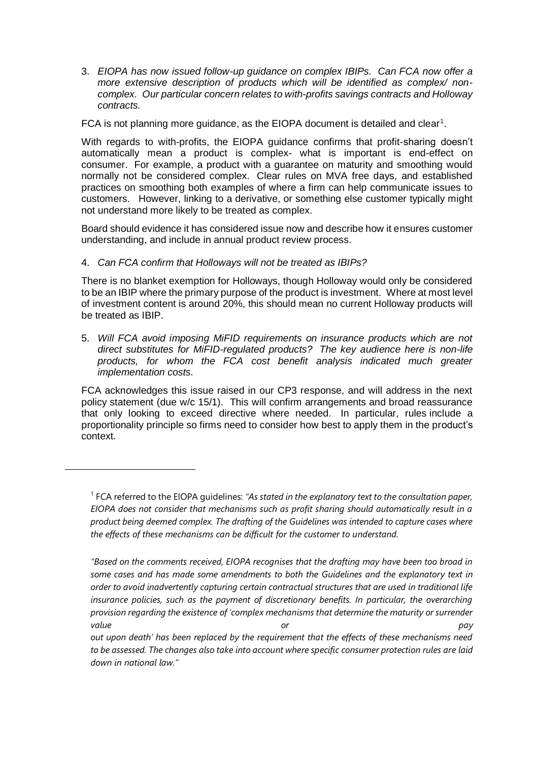3. *EIOPA has now issued follow-up guidance on complex IBIPs. Can FCA now offer a more extensive description of products which will be identified as complex/ non-complex. Our particular concern relates to with-profits savings contracts and Holloway contracts.*

FCA is not planning more guidance, as the EIOPA document is detailed and clear[1].

With regards to with-profits, the EIOPA guidance confirms that profit-sharing doesn't automatically mean a product is complex- what is important is end-effect on consumer. For example, a product with a guarantee on maturity and smoothing would normally not be considered complex. Clear rules on MVA free days, and established practices on smoothing both examples of where a firm can help communicate issues to customers. However, linking to a derivative, or something else customer typically might not understand more likely to be treated as complex.

Board should evidence it has considered issue now and describe how it ensures customer understanding, and include in annual product review process.

4. *Can FCA confirm that Holloways will not be treated as IBIPs?*

There is no blanket exemption for Holloways, though Holloway would only be considered to be an IBIP where the primary purpose of the product is investment. Where at most level of investment content is around 20%, this should mean no current Holloway products will be treated as IBIP.

5. *Will FCA avoid imposing MiFID requirements on insurance products which are not direct substitutes for MiFID-regulated products? The key audience here is non-life products, for whom the FCA cost benefit analysis indicated much greater implementation costs.*

FCA acknowledges this issue raised in our CP3 response, and will address in the next policy statement (due w/c 15/1). This will confirm arrangements and broad reassurance that only looking to exceed directive where needed. In particular, rules include a proportionality principle so firms need to consider how best to apply them in the product's context.

---

[1] FCA referred to the EIOPA guidelines: *"As stated in the explanatory text to the consultation paper, EIOPA does not consider that mechanisms such as profit sharing should automatically result in a product being deemed complex. The drafting of the Guidelines was intended to capture cases where the effects of these mechanisms can be difficult for the customer to understand.*

*"Based on the comments received, EIOPA recognises that the drafting may have been too broad in some cases and has made some amendments to both the Guidelines and the explanatory text in order to avoid inadvertently capturing certain contractual structures that are used in traditional life insurance policies, such as the payment of discretionary benefits. In particular, the overarching provision regarding the existence of 'complex mechanisms that determine the maturity or surrender value or pay out upon death' has been replaced by the requirement that the effects of these mechanisms need to be assessed. The changes also take into account where specific consumer protection rules are laid down in national law."*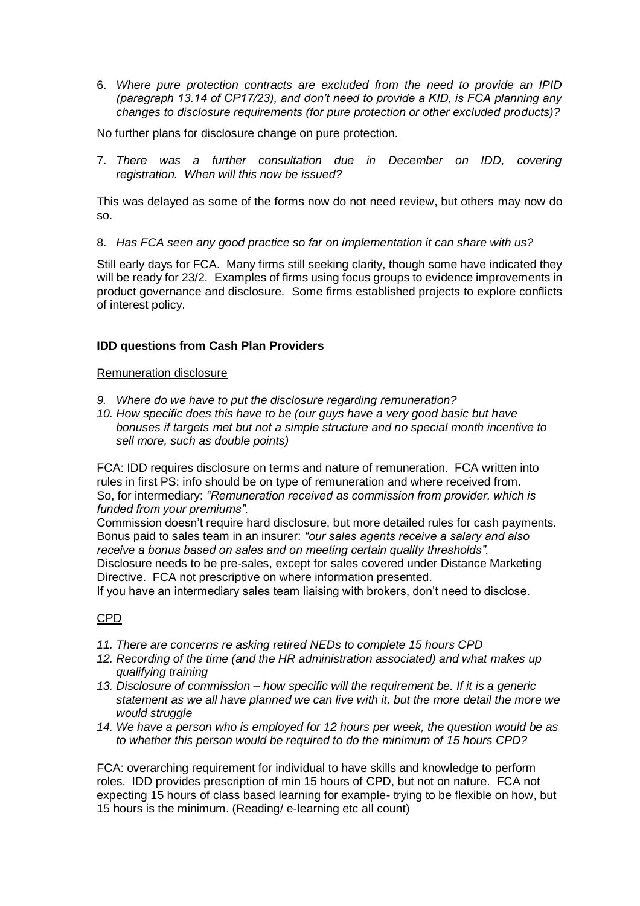6. *Where pure protection contracts are excluded from the need to provide an IPID (paragraph 13.14 of CP17/23), and don't need to provide a KID, is FCA planning any changes to disclosure requirements (for pure protection or other excluded products)?*

No further plans for disclosure change on pure protection.

7. *There was a further consultation due in December on IDD, covering registration. When will this now be issued?*

This was delayed as some of the forms now do not need review, but others may now do so.

8. *Has FCA seen any good practice so far on implementation it can share with us?*

Still early days for FCA. Many firms still seeking clarity, though some have indicated they will be ready for 23/2. Examples of firms using focus groups to evidence improvements in product governance and disclosure. Some firms established projects to explore conflicts of interest policy.

### IDD questions from Cash Plan Providers

Remuneration disclosure

9. *Where do we have to put the disclosure regarding remuneration?*
10. *How specific does this have to be (our guys have a very good basic but have bonuses if targets met but not a simple structure and no special month incentive to sell more, such as double points)*

FCA: IDD requires disclosure on terms and nature of remuneration. FCA written into rules in first PS: info should be on type of remuneration and where received from. So, for intermediary: *"Remuneration received as commission from provider, which is funded from your premiums".*
Commission doesn't require hard disclosure, but more detailed rules for cash payments. Bonus paid to sales team in an insurer: *"our sales agents receive a salary and also receive a bonus based on sales and on meeting certain quality thresholds".*
Disclosure needs to be pre-sales, except for sales covered under Distance Marketing Directive. FCA not prescriptive on where information presented.
If you have an intermediary sales team liaising with brokers, don't need to disclose.

CPD

11. *There are concerns re asking retired NEDs to complete 15 hours CPD*
12. *Recording of the time (and the HR administration associated) and what makes up qualifying training*
13. *Disclosure of commission – how specific will the requirement be. If it is a generic statement as we all have planned we can live with it, but the more detail the more we would struggle*
14. *We have a person who is employed for 12 hours per week, the question would be as to whether this person would be required to do the minimum of 15 hours CPD?*

FCA: overarching requirement for individual to have skills and knowledge to perform roles. IDD provides prescription of min 15 hours of CPD, but not on nature. FCA not expecting 15 hours of class based learning for example- trying to be flexible on how, but 15 hours is the minimum. (Reading/ e-learning etc all count)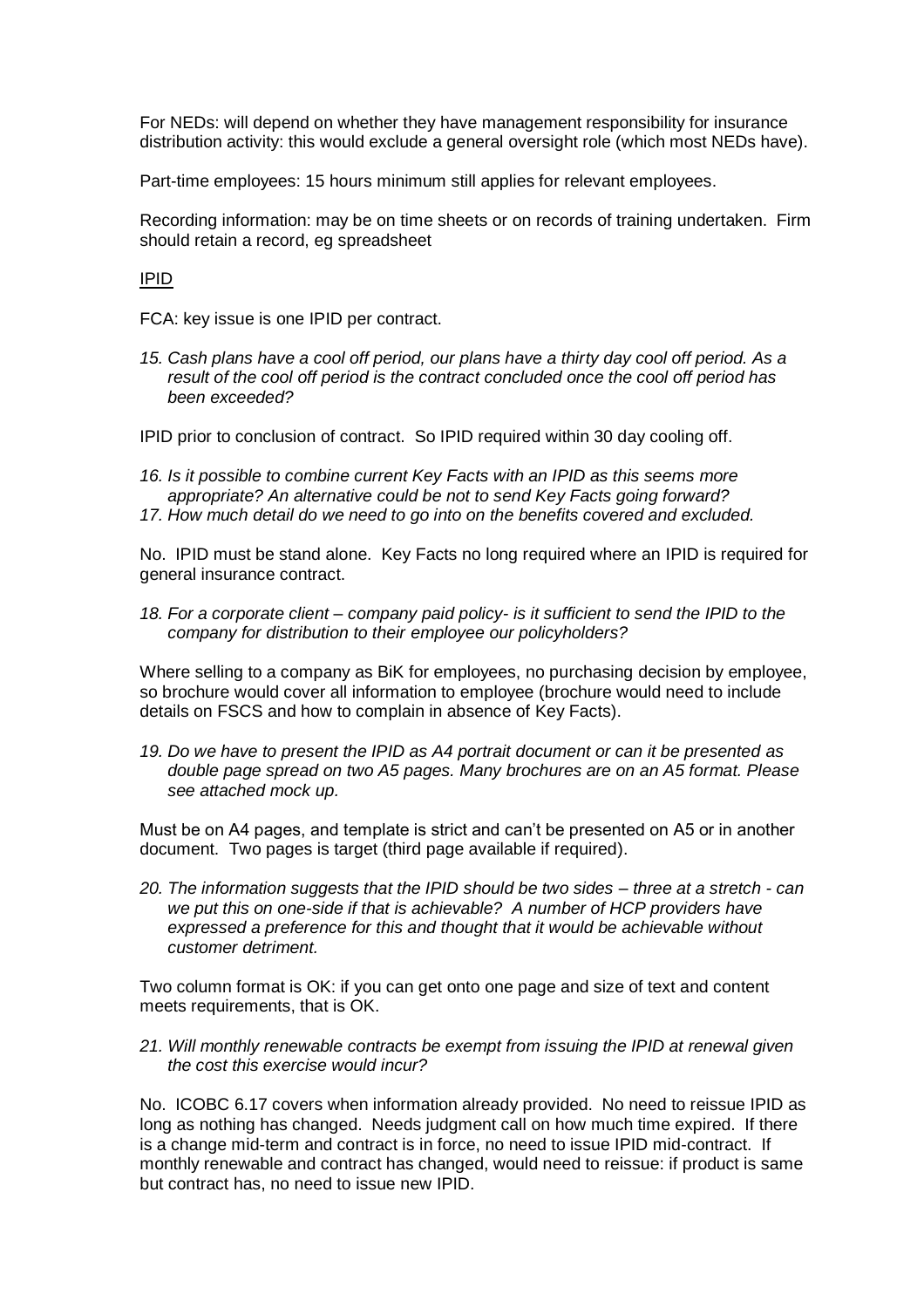For NEDs: will depend on whether they have management responsibility for insurance distribution activity: this would exclude a general oversight role (which most NEDs have).

Part-time employees: 15 hours minimum still applies for relevant employees.

Recording information: may be on time sheets or on records of training undertaken. Firm should retain a record, eg spreadsheet

<u>IPID</u>

FCA: key issue is one IPID per contract.

15. *Cash plans have a cool off period, our plans have a thirty day cool off period. As a result of the cool off period is the contract concluded once the cool off period has been exceeded?*

IPID prior to conclusion of contract. So IPID required within 30 day cooling off.

16. *Is it possible to combine current Key Facts with an IPID as this seems more appropriate? An alternative could be not to send Key Facts going forward?*
17. *How much detail do we need to go into on the benefits covered and excluded.*

No. IPID must be stand alone. Key Facts no long required where an IPID is required for general insurance contract.

18. *For a corporate client – company paid policy- is it sufficient to send the IPID to the company for distribution to their employee our policyholders?*

Where selling to a company as BiK for employees, no purchasing decision by employee, so brochure would cover all information to employee (brochure would need to include details on FSCS and how to complain in absence of Key Facts).

19. *Do we have to present the IPID as A4 portrait document or can it be presented as double page spread on two A5 pages. Many brochures are on an A5 format. Please see attached mock up.*

Must be on A4 pages, and template is strict and can't be presented on A5 or in another document. Two pages is target (third page available if required).

20. *The information suggests that the IPID should be two sides – three at a stretch - can we put this on one-side if that is achievable? A number of HCP providers have expressed a preference for this and thought that it would be achievable without customer detriment.*

Two column format is OK: if you can get onto one page and size of text and content meets requirements, that is OK.

21. *Will monthly renewable contracts be exempt from issuing the IPID at renewal given the cost this exercise would incur?*

No. ICOBC 6.17 covers when information already provided. No need to reissue IPID as long as nothing has changed. Needs judgment call on how much time expired. If there is a change mid-term and contract is in force, no need to issue IPID mid-contract. If monthly renewable and contract has changed, would need to reissue: if product is same but contract has, no need to issue new IPID.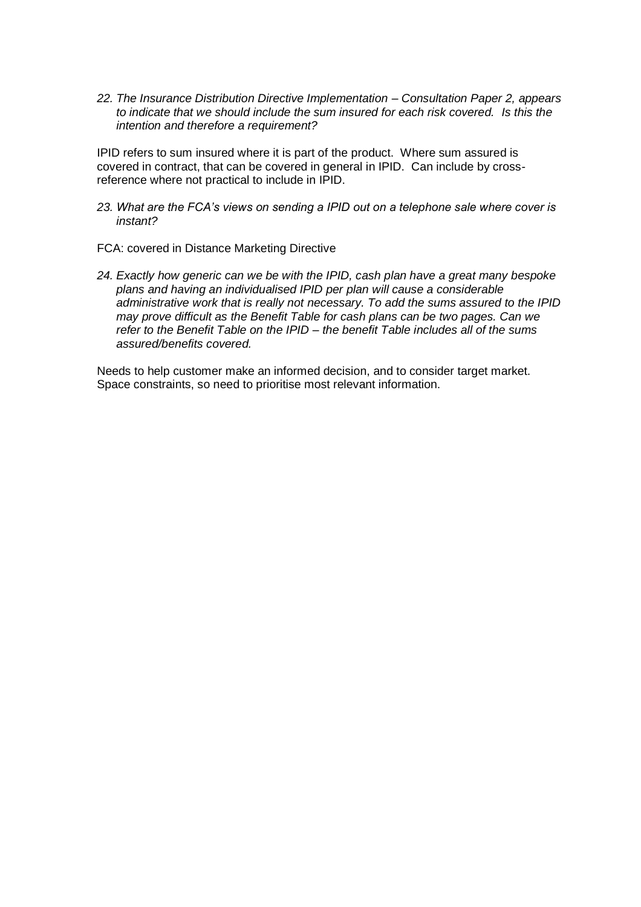22. *The Insurance Distribution Directive Implementation – Consultation Paper 2, appears to indicate that we should include the sum insured for each risk covered. Is this the intention and therefore a requirement?*

IPID refers to sum insured where it is part of the product. Where sum assured is covered in contract, that can be covered in general in IPID. Can include by cross-reference where not practical to include in IPID.

23. *What are the FCA's views on sending a IPID out on a telephone sale where cover is instant?*

FCA: covered in Distance Marketing Directive

24. *Exactly how generic can we be with the IPID, cash plan have a great many bespoke plans and having an individualised IPID per plan will cause a considerable administrative work that is really not necessary. To add the sums assured to the IPID may prove difficult as the Benefit Table for cash plans can be two pages. Can we refer to the Benefit Table on the IPID – the benefit Table includes all of the sums assured/benefits covered.*

Needs to help customer make an informed decision, and to consider target market. Space constraints, so need to prioritise most relevant information.